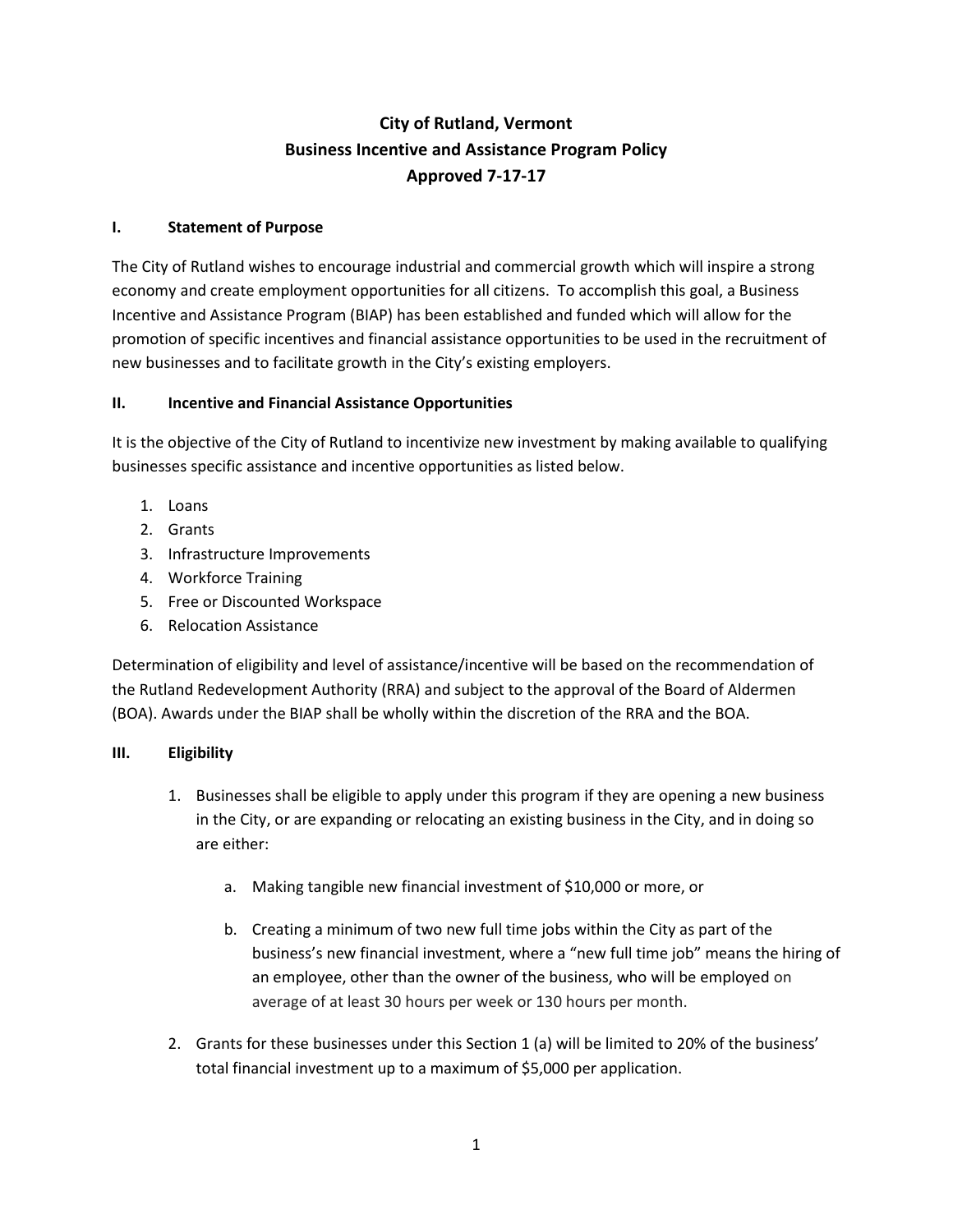# City of Rutland, Vermont
# Business Incentive and Assistance Program Policy
# Approved 7-17-17

## I. Statement of Purpose

The City of Rutland wishes to encourage industrial and commercial growth which will inspire a strong economy and create employment opportunities for all citizens. To accomplish this goal, a Business Incentive and Assistance Program (BIAP) has been established and funded which will allow for the promotion of specific incentives and financial assistance opportunities to be used in the recruitment of new businesses and to facilitate growth in the City's existing employers.

## II. Incentive and Financial Assistance Opportunities

It is the objective of the City of Rutland to incentivize new investment by making available to qualifying businesses specific assistance and incentive opportunities as listed below.

1. Loans
2. Grants
3. Infrastructure Improvements
4. Workforce Training
5. Free or Discounted Workspace
6. Relocation Assistance

Determination of eligibility and level of assistance/incentive will be based on the recommendation of the Rutland Redevelopment Authority (RRA) and subject to the approval of the Board of Aldermen (BOA). Awards under the BIAP shall be wholly within the discretion of the RRA and the BOA.

## III. Eligibility

1. Businesses shall be eligible to apply under this program if they are opening a new business in the City, or are expanding or relocating an existing business in the City, and in doing so are either:

   a. Making tangible new financial investment of $10,000 or more, or

   b. Creating a minimum of two new full time jobs within the City as part of the business's new financial investment, where a "new full time job" means the hiring of an employee, other than the owner of the business, who will be employed on average of at least 30 hours per week or 130 hours per month.

2. Grants for these businesses under this Section 1 (a) will be limited to 20% of the business' total financial investment up to a maximum of $5,000 per application.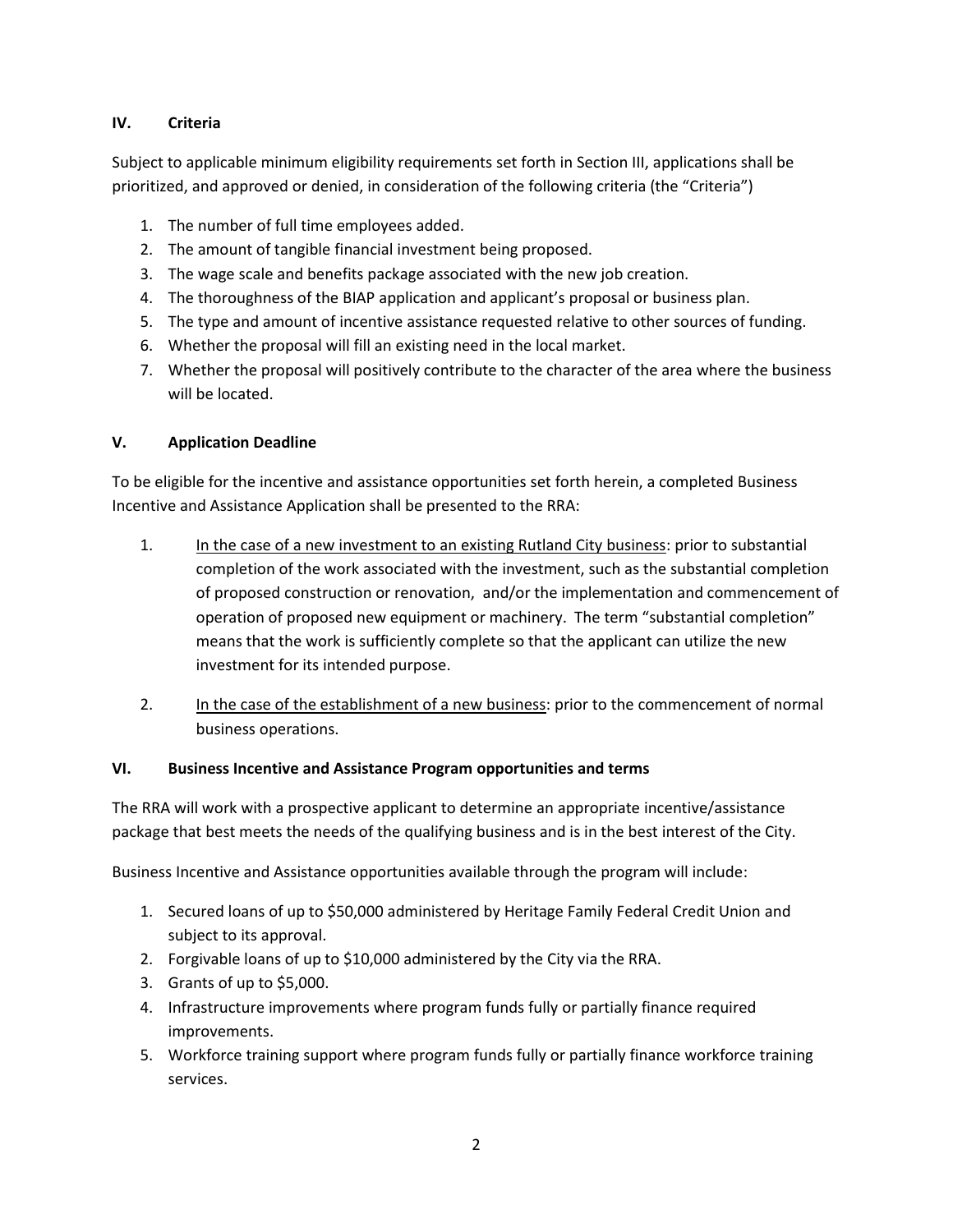## IV. Criteria

Subject to applicable minimum eligibility requirements set forth in Section III, applications shall be prioritized, and approved or denied, in consideration of the following criteria (the "Criteria")

1. The number of full time employees added.
2. The amount of tangible financial investment being proposed.
3. The wage scale and benefits package associated with the new job creation.
4. The thoroughness of the BIAP application and applicant's proposal or business plan.
5. The type and amount of incentive assistance requested relative to other sources of funding.
6. Whether the proposal will fill an existing need in the local market.
7. Whether the proposal will positively contribute to the character of the area where the business will be located.

## V. Application Deadline

To be eligible for the incentive and assistance opportunities set forth herein, a completed Business Incentive and Assistance Application shall be presented to the RRA:

1. <u>In the case of a new investment to an existing Rutland City business</u>: prior to substantial completion of the work associated with the investment, such as the substantial completion of proposed construction or renovation, and/or the implementation and commencement of operation of proposed new equipment or machinery. The term "substantial completion" means that the work is sufficiently complete so that the applicant can utilize the new investment for its intended purpose.

2. <u>In the case of the establishment of a new business</u>: prior to the commencement of normal business operations.

## VI. Business Incentive and Assistance Program opportunities and terms

The RRA will work with a prospective applicant to determine an appropriate incentive/assistance package that best meets the needs of the qualifying business and is in the best interest of the City.

Business Incentive and Assistance opportunities available through the program will include:

1. Secured loans of up to $50,000 administered by Heritage Family Federal Credit Union and subject to its approval.
2. Forgivable loans of up to $10,000 administered by the City via the RRA.
3. Grants of up to $5,000.
4. Infrastructure improvements where program funds fully or partially finance required improvements.
5. Workforce training support where program funds fully or partially finance workforce training services.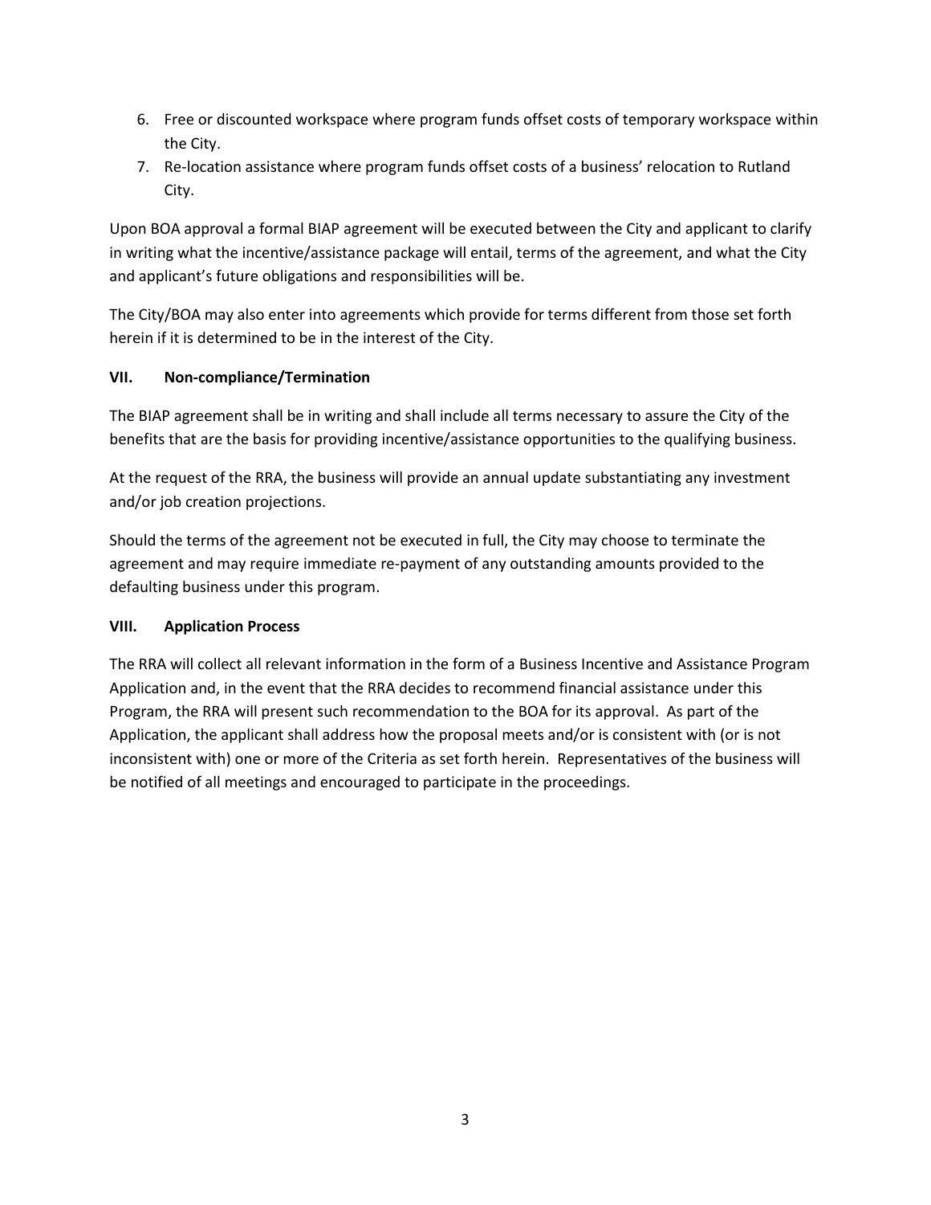6. Free or discounted workspace where program funds offset costs of temporary workspace within the City.
7. Re-location assistance where program funds offset costs of a business' relocation to Rutland City.

Upon BOA approval a formal BIAP agreement will be executed between the City and applicant to clarify in writing what the incentive/assistance package will entail, terms of the agreement, and what the City and applicant's future obligations and responsibilities will be.

The City/BOA may also enter into agreements which provide for terms different from those set forth herein if it is determined to be in the interest of the City.

## VII. Non-compliance/Termination

The BIAP agreement shall be in writing and shall include all terms necessary to assure the City of the benefits that are the basis for providing incentive/assistance opportunities to the qualifying business.

At the request of the RRA, the business will provide an annual update substantiating any investment and/or job creation projections.

Should the terms of the agreement not be executed in full, the City may choose to terminate the agreement and may require immediate re-payment of any outstanding amounts provided to the defaulting business under this program.

## VIII. Application Process

The RRA will collect all relevant information in the form of a Business Incentive and Assistance Program Application and, in the event that the RRA decides to recommend financial assistance under this Program, the RRA will present such recommendation to the BOA for its approval. As part of the Application, the applicant shall address how the proposal meets and/or is consistent with (or is not inconsistent with) one or more of the Criteria as set forth herein. Representatives of the business will be notified of all meetings and encouraged to participate in the proceedings.